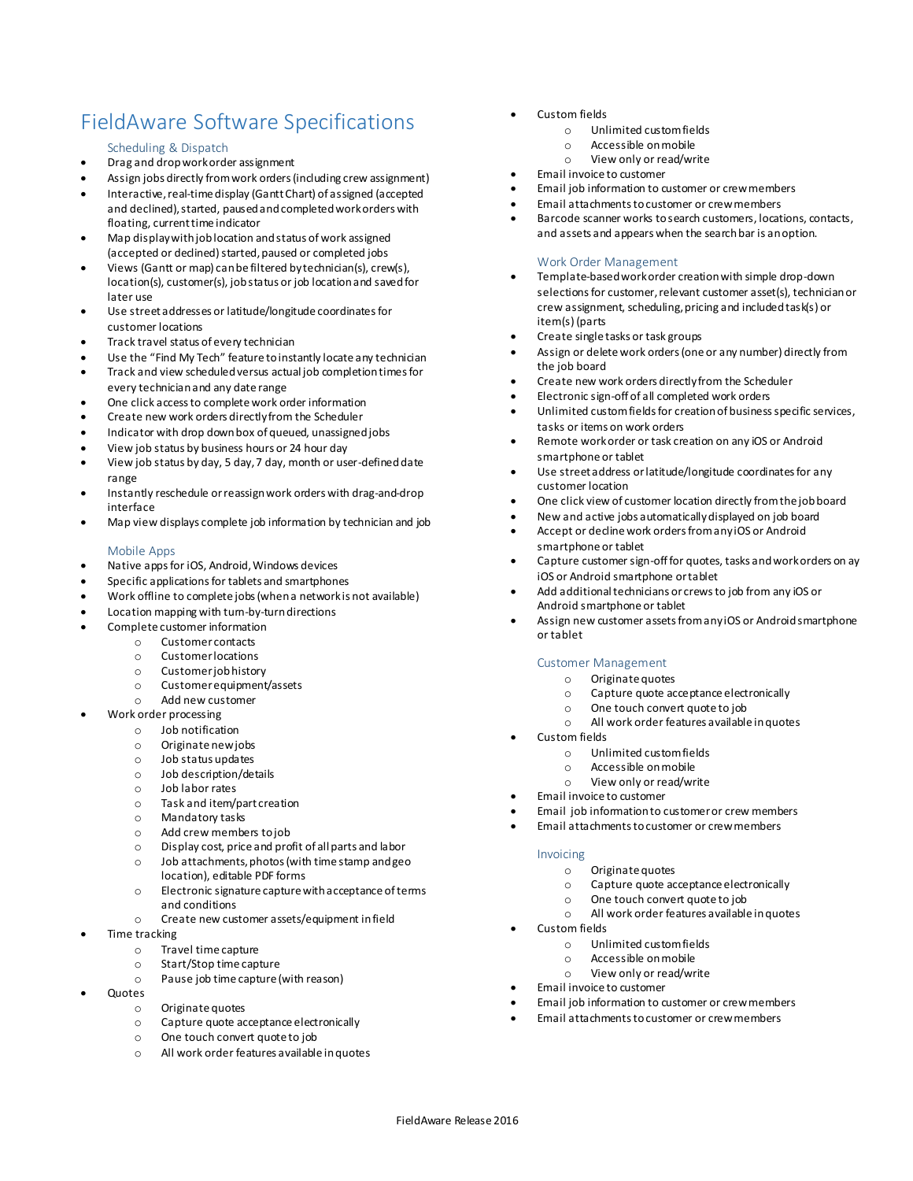# FieldAware Software Specifications

## Scheduling & Dispatch

- Drag and drop work order assignment
- Assign jobs directly from work orders (including crew assignment)
- Interactive, real-time display (Gantt Chart) of assigned (accepted and declined), started, paused and completed work orders with floating, current time indicator
- Map display with job location and status of work assigned (accepted or declined) started, paused or completed jobs
- Views (Gantt or map) can be filtered by technician(s), crew(s), location(s), customer(s), job status or job location and saved for later use
- Use street addresses or latitude/longitude coordinates for customer locations
- Track travel status of every technician
- Use the "Find My Tech" feature to instantly locate any technician
- Track and view scheduled versus actual job completion times for every technician and any date range
- One click access to complete work order information
- Create new work orders directly from the Scheduler
- Indicator with drop down box of queued, unassigned jobs
- View job status by business hours or 24 hour day
- View job status by day, 5 day, 7 day, month or user-defined date range
- Instantly reschedule or reassign work orders with drag-and-drop interface
- Map view displays complete job information by technician and job

## Mobile Apps

- Native apps for iOS, Android, Windows devices
- Specific applications for tablets and smartphones
- Work offline to complete jobs (when a network is not available)
- Location mapping with turn-by-turn directions
- Complete customer information
  - Customer contacts
  - Customer locations
  - Customer job history
  - Customer equipment/assets
  - Add new customer
- Work order processing
  - Job notification
  - Originate new jobs
  - Job status updates
  - Job description/details
  - Job labor rates
  - Task and item/part creation
  - Mandatory tasks
  - Add crew members to job
  - Display cost, price and profit of all parts and labor
  - Job attachments, photos (with time stamp and geo location), editable PDF forms
  - Electronic signature capture with acceptance of terms and conditions
  - Create new customer assets/equipment in field
- Time tracking
  - Travel time capture
  - Start/Stop time capture
  - Pause job time capture (with reason)
- Quotes
  - Originate quotes
  - Capture quote acceptance electronically
  - One touch convert quote to job
  - All work order features available in quotes
- Custom fields
  - Unlimited custom fields
  - Accessible on mobile
  - View only or read/write
- Email invoice to customer
- Email job information to customer or crew members
- Email attachments to customer or crew members
- Barcode scanner works to search customers, locations, contacts, and assets and appears when the search bar is an option.

## Work Order Management

- Template-based work order creation with simple drop-down selections for customer, relevant customer asset(s), technician or crew assignment, scheduling, pricing and included task(s) or item(s) (parts
- Create single tasks or task groups
- Assign or delete work orders (one or any number) directly from the job board
- Create new work orders directly from the Scheduler
- Electronic sign-off of all completed work orders
- Unlimited custom fields for creation of business specific services, tasks or items on work orders
- Remote work order or task creation on any iOS or Android smartphone or tablet
- Use street address or latitude/longitude coordinates for any customer location
- One click view of customer location directly from the job board
- New and active jobs automatically displayed on job board
- Accept or decline work orders from any iOS or Android smartphone or tablet
- Capture customer sign-off for quotes, tasks and work orders on ay iOS or Android smartphone or tablet
- Add additional technicians or crews to job from any iOS or Android smartphone or tablet
- Assign new customer assets from any iOS or Android smartphone or tablet

## Customer Management

  - Originate quotes
  - Capture quote acceptance electronically
  - One touch convert quote to job
  - All work order features available in quotes
- Custom fields
  - Unlimited custom fields
  - Accessible on mobile
  - View only or read/write
- Email invoice to customer
- Email job information to customer or crew members
- Email attachments to customer or crew members

## Invoicing

  - Originate quotes
  - Capture quote acceptance electronically
  - One touch convert quote to job
  - All work order features available in quotes
- Custom fields
  - Unlimited custom fields
  - Accessible on mobile
  - View only or read/write
- Email invoice to customer
- Email job information to customer or crew members
- Email attachments to customer or crew members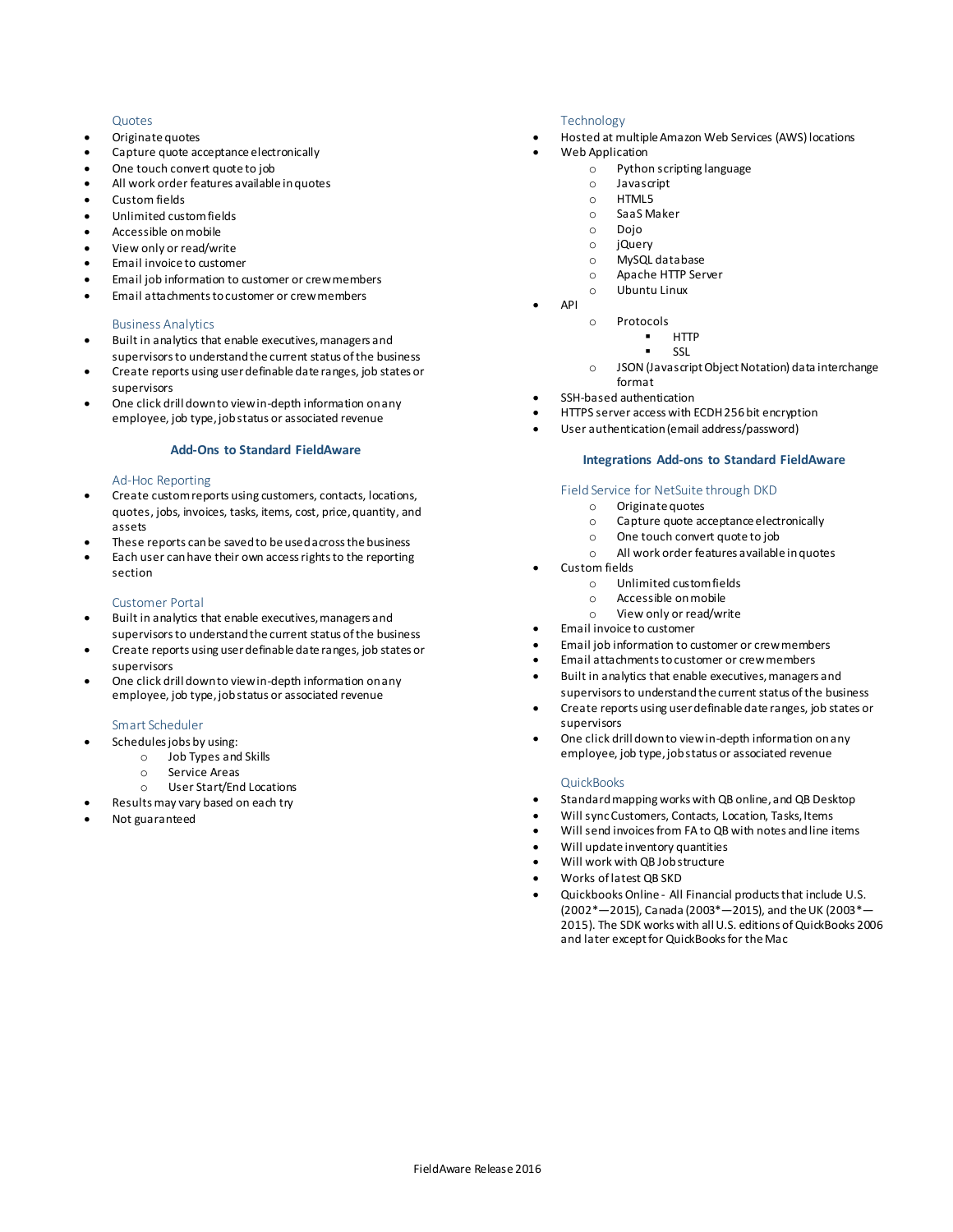### Quotes

- Originate quotes
- Capture quote acceptance electronically
- One touch convert quote to job
- All work order features available in quotes
- Custom fields
- Unlimited custom fields
- Accessible on mobile
- View only or read/write
- Email invoice to customer
- Email job information to customer or crew members
- Email attachments to customer or crew members

### Business Analytics

- Built in analytics that enable executives, managers and supervisors to understand the current status of the business
- Create reports using user definable date ranges, job states or supervisors
- One click drill down to view in-depth information on any employee, job type, job status or associated revenue

## Add-Ons to Standard FieldAware

### Ad-Hoc Reporting

- Create custom reports using customers, contacts, locations, quotes, jobs, invoices, tasks, items, cost, price, quantity, and assets
- These reports can be saved to be used across the business
- Each user can have their own access rights to the reporting section

### Customer Portal

- Built in analytics that enable executives, managers and supervisors to understand the current status of the business
- Create reports using user definable date ranges, job states or supervisors
- One click drill down to view in-depth information on any employee, job type, job status or associated revenue

### Smart Scheduler

- Schedules jobs by using:
  - Job Types and Skills
  - Service Areas
  - User Start/End Locations
- Results may vary based on each try
- Not guaranteed

### Technology

- Hosted at multiple Amazon Web Services (AWS) locations
- Web Application
  - Python scripting language
  - Javascript
  - HTML5
  - SaaS Maker
  - Dojo
  - jQuery
  - MySQL database
  - Apache HTTP Server
  - Ubuntu Linux
- API
  - Protocols
    - HTTP
    - SSL
  - JSON (Javascript Object Notation) data interchange format
- SSH-based authentication
- HTTPS server access with ECDH 256 bit encryption
- User authentication (email address/password)

## Integrations Add-ons to Standard FieldAware

### Field Service for NetSuite through DKD

- Originate quotes
- Capture quote acceptance electronically
- One touch convert quote to job
- All work order features available in quotes
- Custom fields
  - Unlimited custom fields
  - Accessible on mobile
  - View only or read/write
- Email invoice to customer
- Email job information to customer or crew members
- Email attachments to customer or crew members
- Built in analytics that enable executives, managers and supervisors to understand the current status of the business
- Create reports using user definable date ranges, job states or supervisors
- One click drill down to view in-depth information on any employee, job type, job status or associated revenue

### QuickBooks

- Standard mapping works with QB online, and QB Desktop
- Will sync Customers, Contacts, Location, Tasks, Items
- Will send invoices from FA to QB with notes and line items
- Will update inventory quantities
- Will work with QB Job structure
- Works of latest QB SKD
- Quickbooks Online - All Financial products that include U.S. (2002*—2015), Canada (2003*—2015), and the UK (2003*—2015). The SDK works with all U.S. editions of QuickBooks 2006 and later except for QuickBooks for the Mac

FieldAware Release 2016